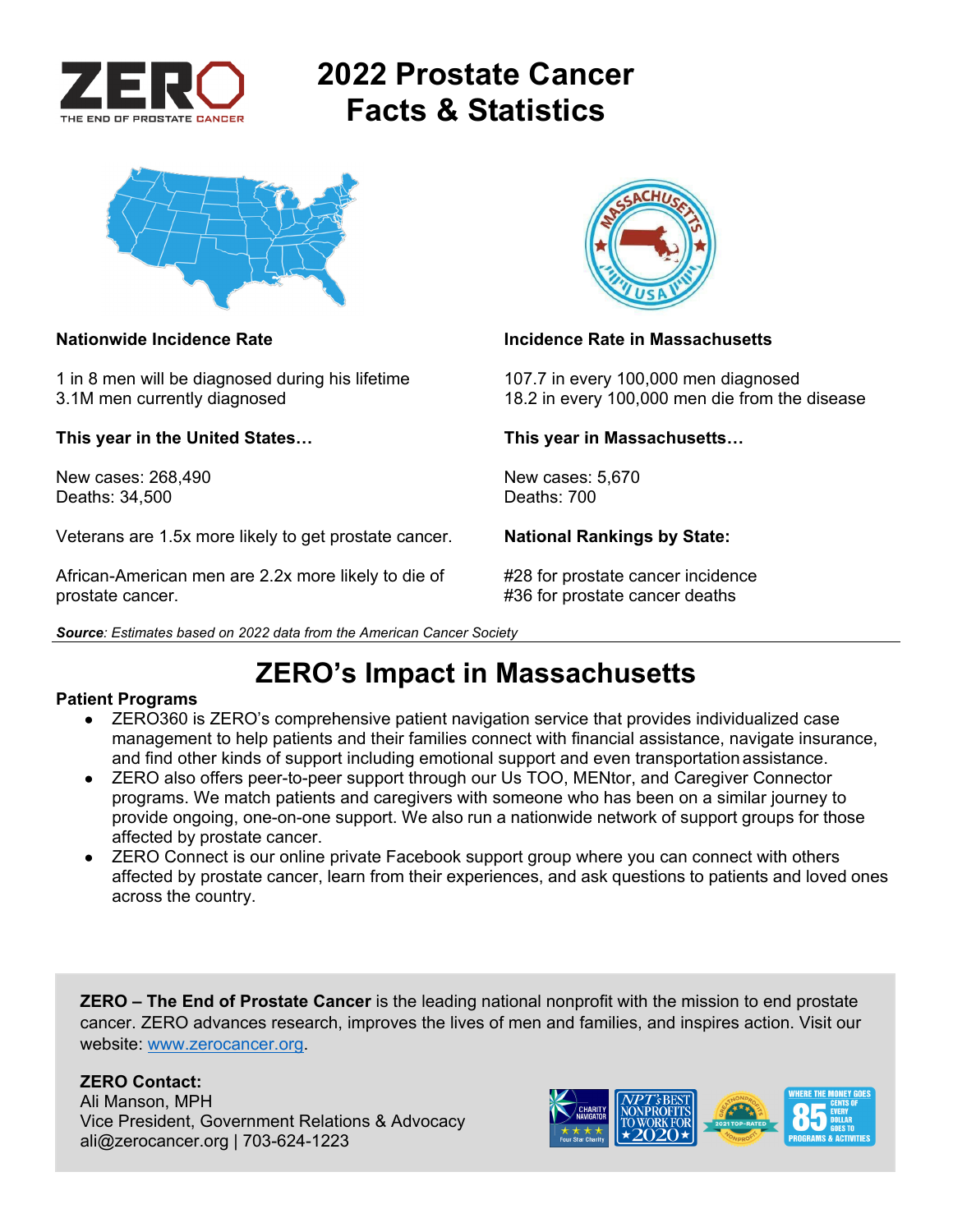# 2022 Prostate Cancer Facts & Statistics

**Nationwide Incidence Rate**

1 in 8 men will be diagnosed during his lifetime
3.1M men currently diagnosed

**This year in the United States…**

New cases: 268,490
Deaths: 34,500

Veterans are 1.5x more likely to get prostate cancer.

African-American men are 2.2x more likely to die of prostate cancer.

**Incidence Rate in Massachusetts**

107.7 in every 100,000 men diagnosed
18.2 in every 100,000 men die from the disease

**This year in Massachusetts…**

New cases: 5,670
Deaths: 700

**National Rankings by State:**

#28 for prostate cancer incidence
#36 for prostate cancer deaths

***Source**: Estimates based on 2022 data from the American Cancer Society*

## ZERO's Impact in Massachusetts

**Patient Programs**

- ZERO360 is ZERO's comprehensive patient navigation service that provides individualized case management to help patients and their families connect with financial assistance, navigate insurance, and find other kinds of support including emotional support and even transportation assistance.
- ZERO also offers peer-to-peer support through our Us TOO, MENtor, and Caregiver Connector programs. We match patients and caregivers with someone who has been on a similar journey to provide ongoing, one-on-one support. We also run a nationwide network of support groups for those affected by prostate cancer.
- ZERO Connect is our online private Facebook support group where you can connect with others affected by prostate cancer, learn from their experiences, and ask questions to patients and loved ones across the country.

**ZERO – The End of Prostate Cancer** is the leading national nonprofit with the mission to end prostate cancer. ZERO advances research, improves the lives of men and families, and inspires action. Visit our website: www.zerocancer.org.

**ZERO Contact:**
Ali Manson, MPH
Vice President, Government Relations & Advocacy
ali@zerocancer.org | 703-624-1223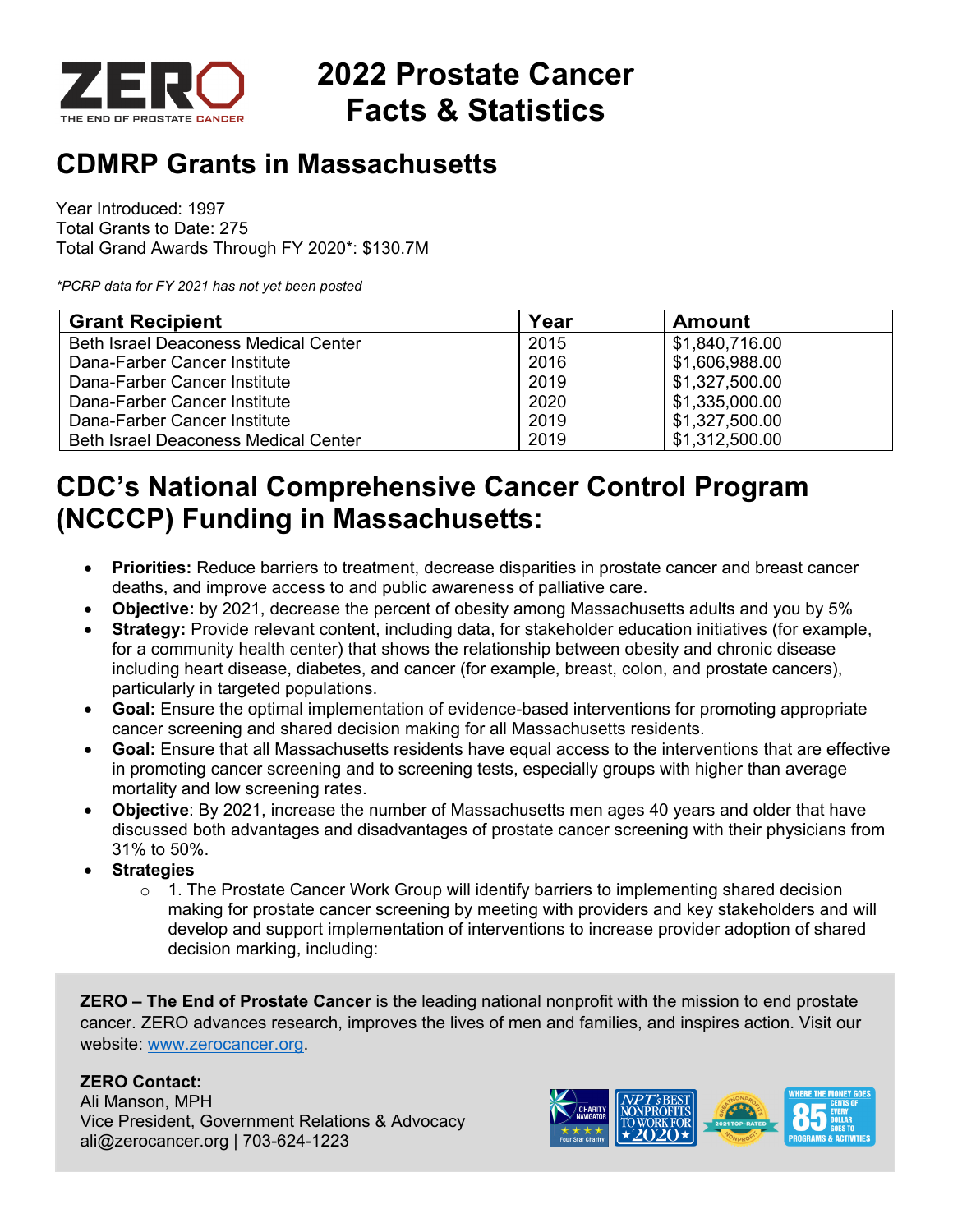# 2022 Prostate Cancer Facts & Statistics

## CDMRP Grants in Massachusetts

Year Introduced: 1997
Total Grants to Date: 275
Total Grand Awards Through FY 2020*: $130.7M

*\*PCRP data for FY 2021 has not yet been posted*

| Grant Recipient | Year | Amount |
|---|---|---|
| Beth Israel Deaconess Medical Center | 2015 | $1,840,716.00 |
| Dana-Farber Cancer Institute | 2016 | $1,606,988.00 |
| Dana-Farber Cancer Institute | 2019 | $1,327,500.00 |
| Dana-Farber Cancer Institute | 2020 | $1,335,000.00 |
| Dana-Farber Cancer Institute | 2019 | $1,327,500.00 |
| Beth Israel Deaconess Medical Center | 2019 | $1,312,500.00 |

## CDC's National Comprehensive Cancer Control Program (NCCCP) Funding in Massachusetts:

- **Priorities:** Reduce barriers to treatment, decrease disparities in prostate cancer and breast cancer deaths, and improve access to and public awareness of palliative care.
- **Objective:** by 2021, decrease the percent of obesity among Massachusetts adults and you by 5%
- **Strategy:** Provide relevant content, including data, for stakeholder education initiatives (for example, for a community health center) that shows the relationship between obesity and chronic disease including heart disease, diabetes, and cancer (for example, breast, colon, and prostate cancers), particularly in targeted populations.
- **Goal:** Ensure the optimal implementation of evidence-based interventions for promoting appropriate cancer screening and shared decision making for all Massachusetts residents.
- **Goal:** Ensure that all Massachusetts residents have equal access to the interventions that are effective in promoting cancer screening and to screening tests, especially groups with higher than average mortality and low screening rates.
- **Objective**: By 2021, increase the number of Massachusetts men ages 40 years and older that have discussed both advantages and disadvantages of prostate cancer screening with their physicians from 31% to 50%.
- **Strategies**
  - 1. The Prostate Cancer Work Group will identify barriers to implementing shared decision making for prostate cancer screening by meeting with providers and key stakeholders and will develop and support implementation of interventions to increase provider adoption of shared decision marking, including:

**ZERO – The End of Prostate Cancer** is the leading national nonprofit with the mission to end prostate cancer. ZERO advances research, improves the lives of men and families, and inspires action. Visit our website: www.zerocancer.org.

**ZERO Contact:**
Ali Manson, MPH
Vice President, Government Relations & Advocacy
ali@zerocancer.org | 703-624-1223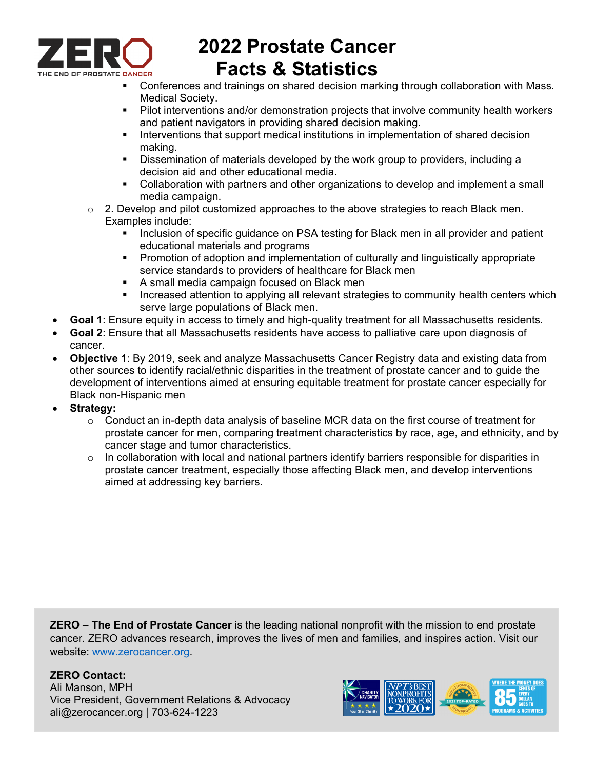# 2022 Prostate Cancer Facts & Statistics

        - Conferences and trainings on shared decision marking through collaboration with Mass. Medical Society.
        - Pilot interventions and/or demonstration projects that involve community health workers and patient navigators in providing shared decision making.
        - Interventions that support medical institutions in implementation of shared decision making.
        - Dissemination of materials developed by the work group to providers, including a decision aid and other educational media.
        - Collaboration with partners and other organizations to develop and implement a small media campaign.
    - 2. Develop and pilot customized approaches to the above strategies to reach Black men. Examples include:
        - Inclusion of specific guidance on PSA testing for Black men in all provider and patient educational materials and programs
        - Promotion of adoption and implementation of culturally and linguistically appropriate service standards to providers of healthcare for Black men
        - A small media campaign focused on Black men
        - Increased attention to applying all relevant strategies to community health centers which serve large populations of Black men.
- **Goal 1**: Ensure equity in access to timely and high-quality treatment for all Massachusetts residents.
- **Goal 2**: Ensure that all Massachusetts residents have access to palliative care upon diagnosis of cancer.
- **Objective 1**: By 2019, seek and analyze Massachusetts Cancer Registry data and existing data from other sources to identify racial/ethnic disparities in the treatment of prostate cancer and to guide the development of interventions aimed at ensuring equitable treatment for prostate cancer especially for Black non-Hispanic men
- **Strategy:**
    - Conduct an in-depth data analysis of baseline MCR data on the first course of treatment for prostate cancer for men, comparing treatment characteristics by race, age, and ethnicity, and by cancer stage and tumor characteristics.
    - In collaboration with local and national partners identify barriers responsible for disparities in prostate cancer treatment, especially those affecting Black men, and develop interventions aimed at addressing key barriers.

**ZERO – The End of Prostate Cancer** is the leading national nonprofit with the mission to end prostate cancer. ZERO advances research, improves the lives of men and families, and inspires action. Visit our website: www.zerocancer.org.

**ZERO Contact:**
Ali Manson, MPH
Vice President, Government Relations & Advocacy
ali@zerocancer.org | 703-624-1223